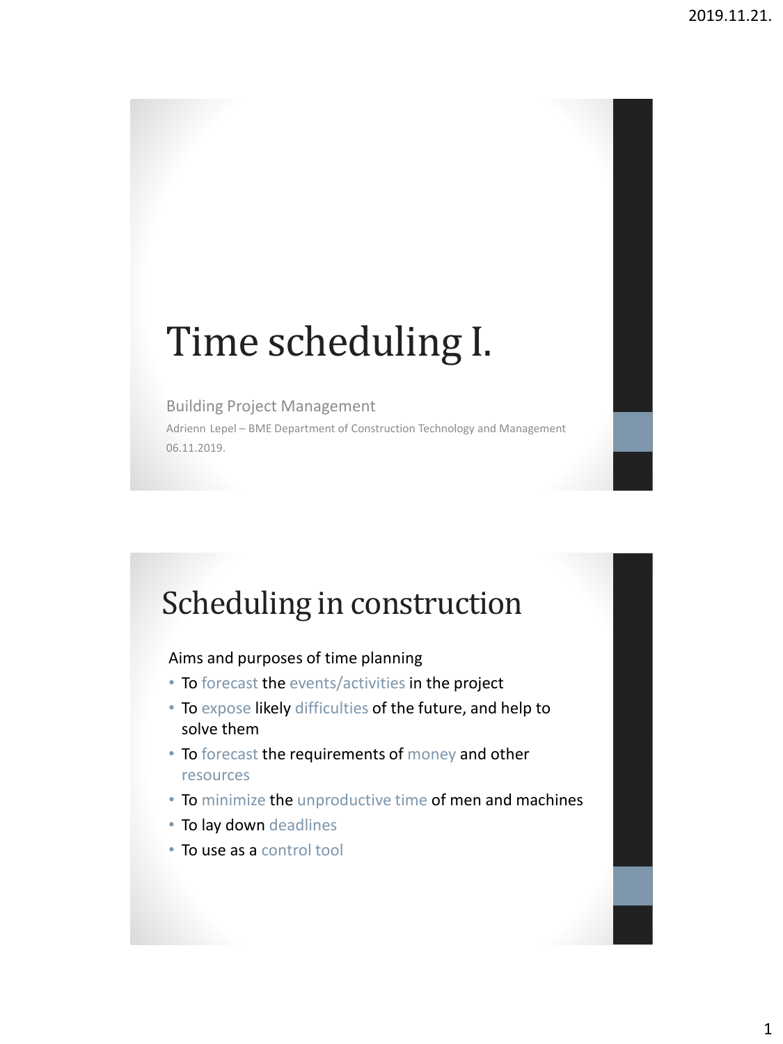# Time scheduling I.

Building Project Management

Adrienn Lepel – BME Department of Construction Technology and Management

06.11.2019.

## Scheduling in construction

Aims and purposes of time planning

- To forecast the events/activities in the project
- To expose likely difficulties of the future, and help to solve them
- To forecast the requirements of money and other resources
- To minimize the unproductive time of men and machines
- To lay down deadlines
- To use as a control tool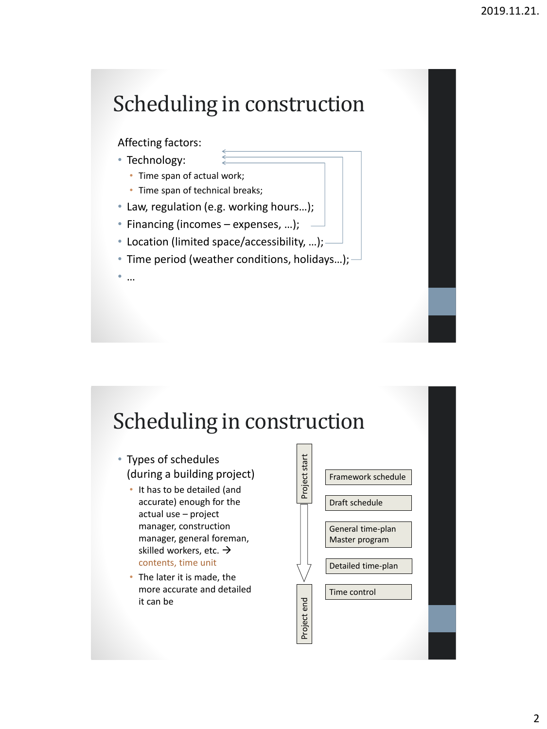# Scheduling in construction

Affecting factors:

- Technology:
  - Time span of actual work;
  - Time span of technical breaks;
- Law, regulation (e.g. working hours…);
- Financing (incomes – expenses, …);
- Location (limited space/accessibility, …);
- Time period (weather conditions, holidays…);
- …

# Scheduling in construction

- Types of schedules (during a building project)
  - It has to be detailed (and accurate) enough for the actual use – project manager, construction manager, general foreman, skilled workers, etc. → contents, time unit
  - The later it is made, the more accurate and detailed it can be

Project start

- Framework schedule
- Draft schedule
- General time-plan Master program
- Detailed time-plan
- Time control

Project end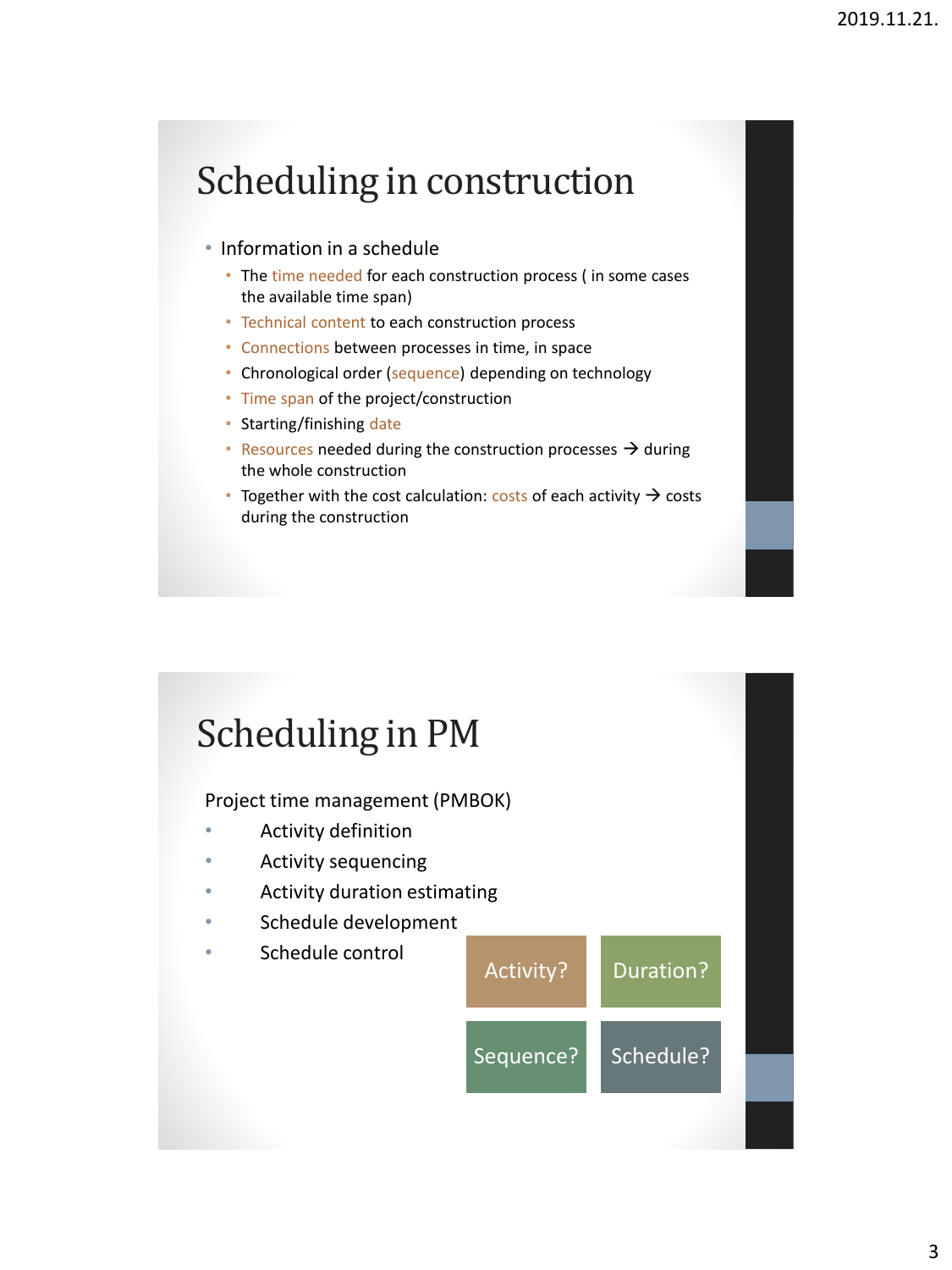# Scheduling in construction

- Information in a schedule
  - The time needed for each construction process ( in some cases the available time span)
  - Technical content to each construction process
  - Connections between processes in time, in space
  - Chronological order (sequence) depending on technology
  - Time span of the project/construction
  - Starting/finishing date
  - Resources needed during the construction processes → during the whole construction
  - Together with the cost calculation: costs of each activity → costs during the construction

# Scheduling in PM

Project time management (PMBOK)

- Activity definition
- Activity sequencing
- Activity duration estimating
- Schedule development
- Schedule control

Activity? | Duration? | Sequence? | Schedule?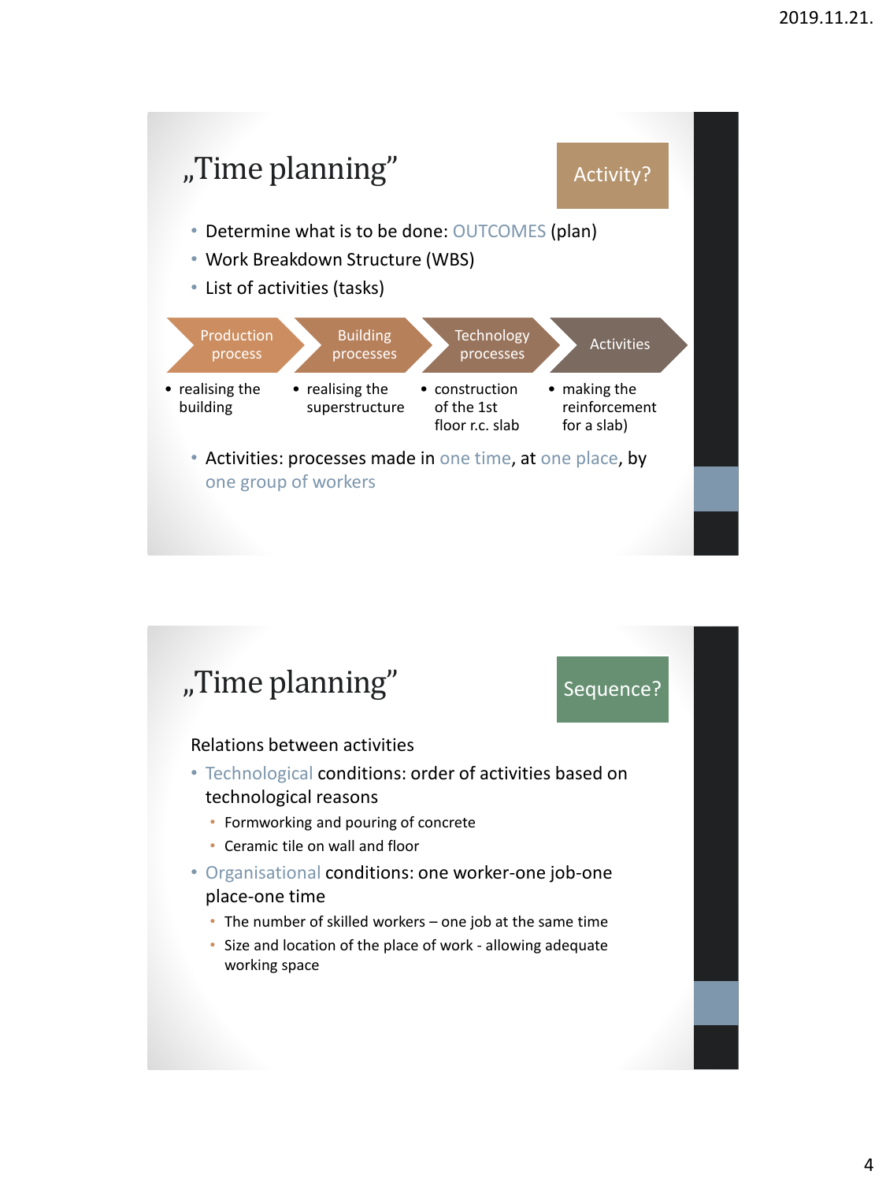## „Time planning"

Activity?

- Determine what is to be done: OUTCOMES (plan)
- Work Breakdown Structure (WBS)
- List of activities (tasks)

| Production process | Building processes | Technology processes | Activities |
|---|---|---|---|
| realising the building | realising the superstructure | construction of the 1st floor r.c. slab | making the reinforcement for a slab) |

- Activities: processes made in one time, at one place, by one group of workers

## „Time planning"

Sequence?

Relations between activities

- Technological conditions: order of activities based on technological reasons
  - Formworking and pouring of concrete
  - Ceramic tile on wall and floor
- Organisational conditions: one worker-one job-one place-one time
  - The number of skilled workers – one job at the same time
  - Size and location of the place of work - allowing adequate working space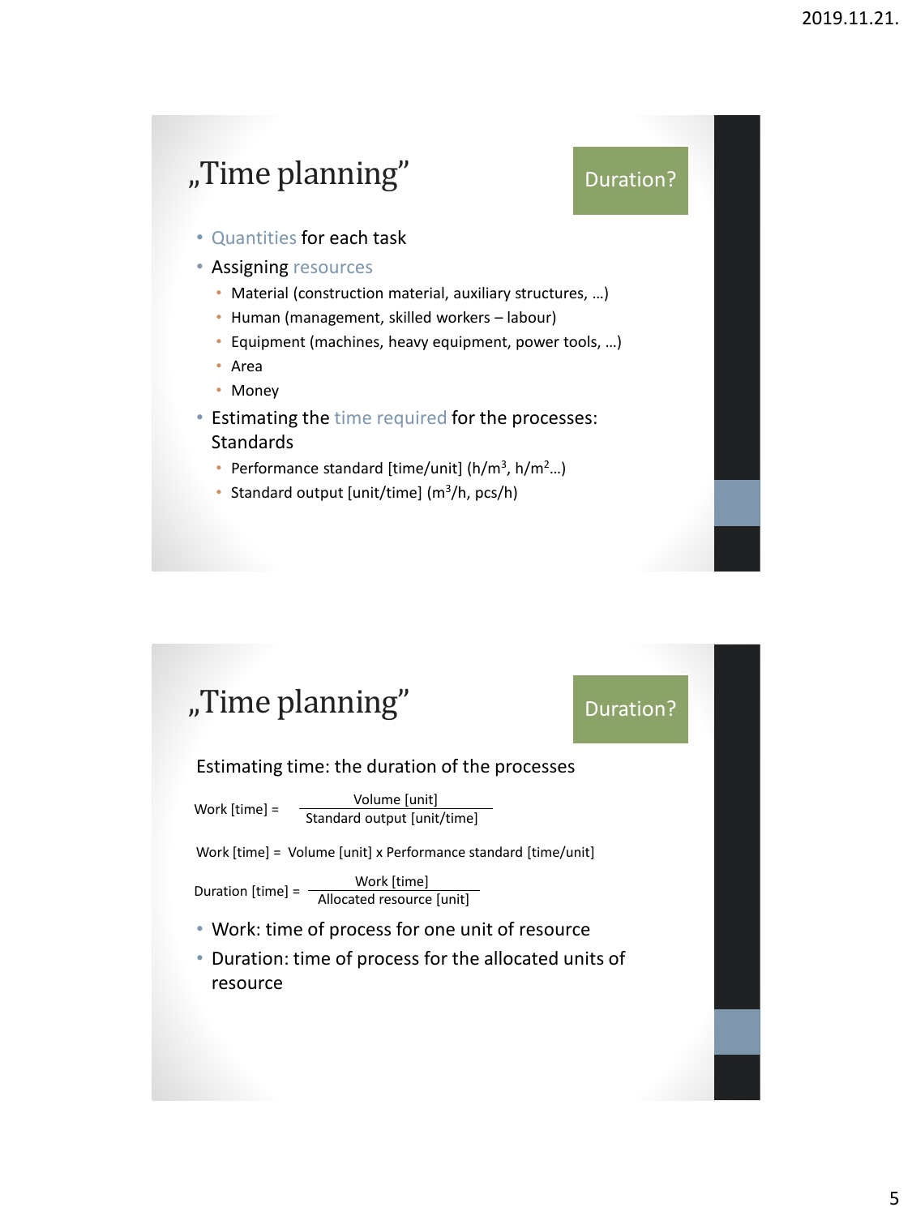# „Time planning"

Duration?

- Quantities for each task
- Assigning resources
  - Material (construction material, auxiliary structures, …)
  - Human (management, skilled workers – labour)
  - Equipment (machines, heavy equipment, power tools, …)
  - Area
  - Money
- Estimating the time required for the processes: Standards
  - Performance standard [time/unit] ($h/m^3$, $h/m^2$…)
  - Standard output [unit/time] ($m^3/h$, pcs/h)

# „Time planning"

Duration?

Estimating time: the duration of the processes

$$\text{Work [time]} = \frac{\text{Volume [unit]}}{\text{Standard output [unit/time]}}$$

$$\text{Work [time]} = \text{Volume [unit]} \times \text{Performance standard [time/unit]}$$

$$\text{Duration [time]} = \frac{\text{Work [time]}}{\text{Allocated resource [unit]}}$$

- Work: time of process for one unit of resource
- Duration: time of process for the allocated units of resource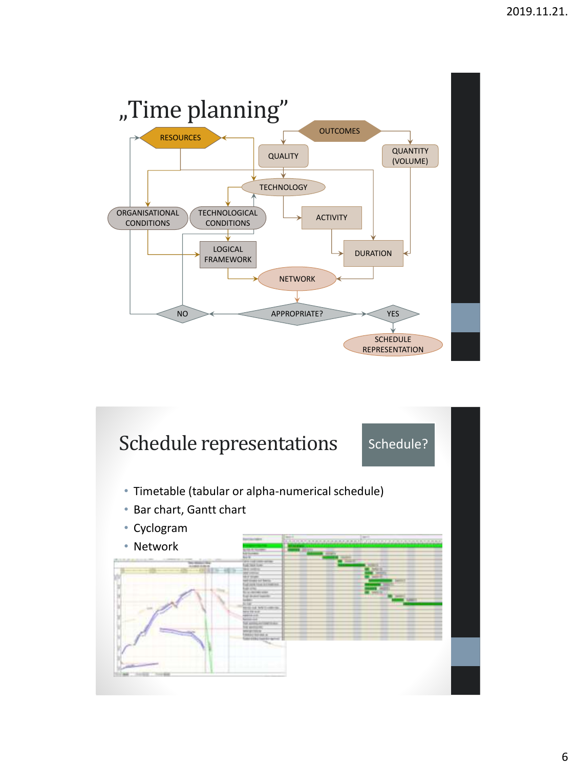# „Time planning"

RESOURCES

OUTCOMES

QUALITY

QUANTITY (VOLUME)

TECHNOLOGY

ORGANISATIONAL CONDITIONS

TECHNOLOGICAL CONDITIONS

ACTIVITY

LOGICAL FRAMEWORK

DURATION

NETWORK

NO

APPROPRIATE?

YES

SCHEDULE REPRESENTATION

# Schedule representations

Schedule?

- Timetable (tabular or alpha-numerical schedule)
- Bar chart, Gantt chart
- Cyclogram
- Network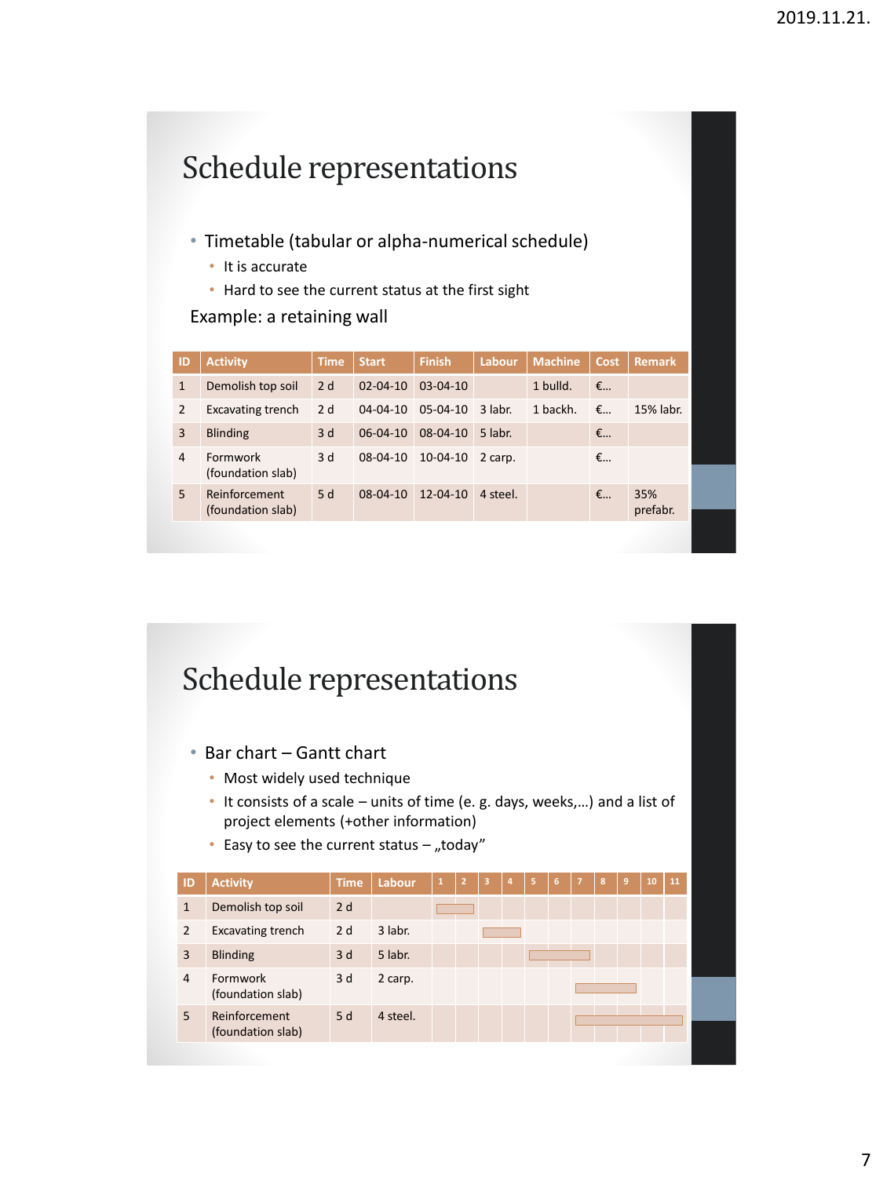# Schedule representations

- Timetable (tabular or alpha-numerical schedule)
  - It is accurate
  - Hard to see the current status at the first sight

Example: a retaining wall

| ID | Activity | Time | Start | Finish | Labour | Machine | Cost | Remark |
|---|---|---|---|---|---|---|---|---|
| 1 | Demolish top soil | 2 d | 02-04-10 | 03-04-10 | | 1 bulld. | €… | |
| 2 | Excavating trench | 2 d | 04-04-10 | 05-04-10 | 3 labr. | 1 backh. | €… | 15% labr. |
| 3 | Blinding | 3 d | 06-04-10 | 08-04-10 | 5 labr. | | €… | |
| 4 | Formwork (foundation slab) | 3 d | 08-04-10 | 10-04-10 | 2 carp. | | €… | |
| 5 | Reinforcement (foundation slab) | 5 d | 08-04-10 | 12-04-10 | 4 steel. | | €… | 35% prefabr. |

# Schedule representations

- Bar chart – Gantt chart
  - Most widely used technique
  - It consists of a scale – units of time (e. g. days, weeks,…) and a list of project elements (+other information)
  - Easy to see the current status – „today"

| ID | Activity | Time | Labour | 1 | 2 | 3 | 4 | 5 | 6 | 7 | 8 | 9 | 10 | 11 |
|---|---|---|---|---|---|---|---|---|---|---|---|---|---|---|
| 1 | Demolish top soil | 2 d | | ▬ | ▬ | | | | | | | | | |
| 2 | Excavating trench | 2 d | 3 labr. | | | ▬ | ▬ | | | | | | | |
| 3 | Blinding | 3 d | 5 labr. | | | | | ▬ | ▬ | ▬ | | | | |
| 4 | Formwork (foundation slab) | 3 d | 2 carp. | | | | | | | ▬ | ▬ | ▬ | | |
| 5 | Reinforcement (foundation slab) | 5 d | 4 steel. | | | | | | | ▬ | ▬ | ▬ | ▬ | ▬ |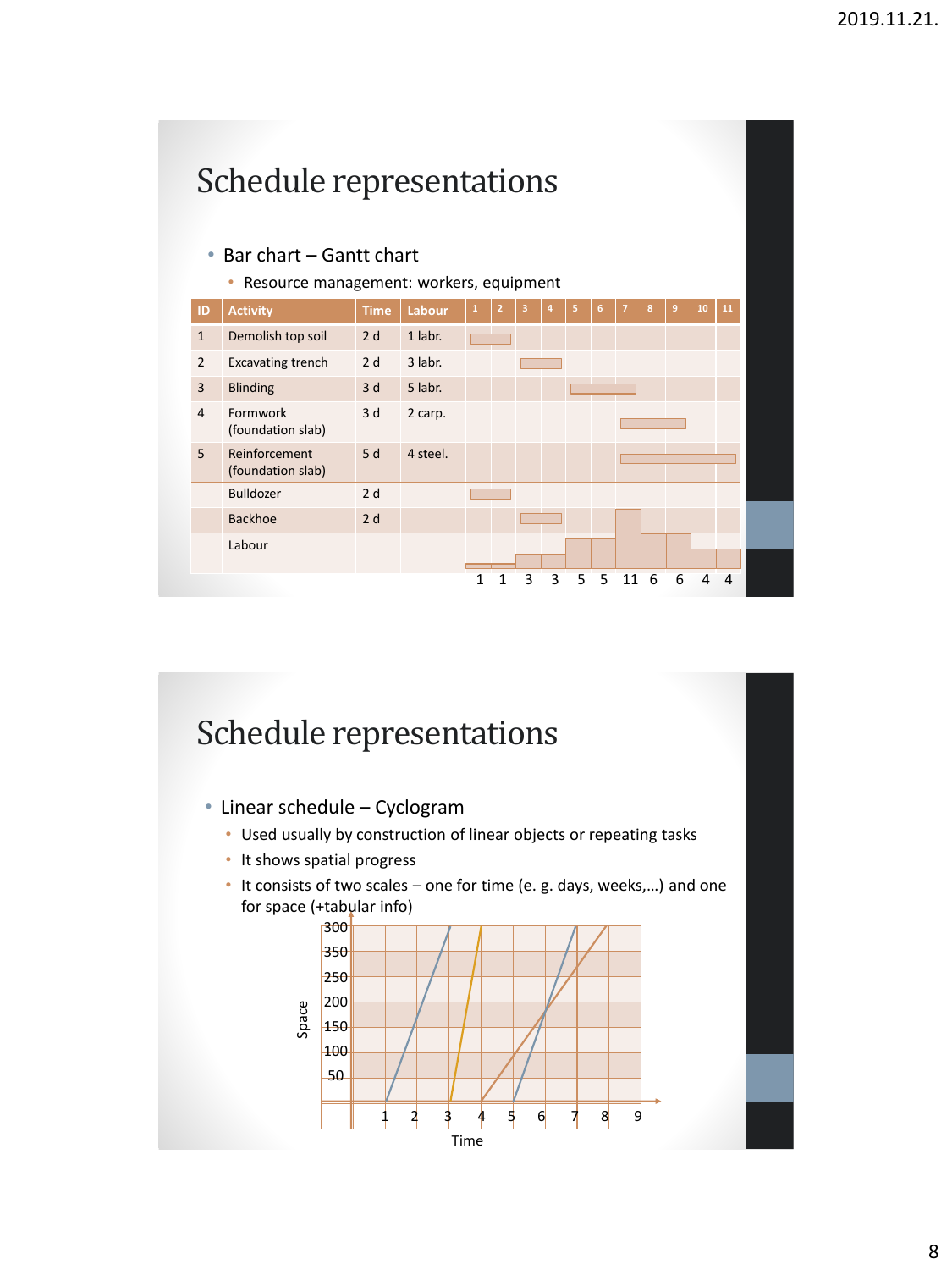# Schedule representations

- Bar chart – Gantt chart
  - Resource management: workers, equipment

| ID | Activity | Time | Labour | 1 | 2 | 3 | 4 | 5 | 6 | 7 | 8 | 9 | 10 | 11 |
|---|---|---|---|---|---|---|---|---|---|---|---|---|---|---|
| 1 | Demolish top soil | 2 d | 1 labr. | | | | | | | | | | | |
| 2 | Excavating trench | 2 d | 3 labr. | | | | | | | | | | | |
| 3 | Blinding | 3 d | 5 labr. | | | | | | | | | | | |
| 4 | Formwork (foundation slab) | 3 d | 2 carp. | | | | | | | | | | | |
| 5 | Reinforcement (foundation slab) | 5 d | 4 steel. | | | | | | | | | | | |
| | Bulldozer | 2 d | | | | | | | | | | | | |
| | Backhoe | 2 d | | | | | | | | | | | | |
| | Labour | | | 1 | 1 | 3 | 3 | 5 | 5 | 11 | 6 | 6 | 4 | 4 |

# Schedule representations

- Linear schedule – Cyclogram
  - Used usually by construction of linear objects or repeating tasks
  - It shows spatial progress
  - It consists of two scales – one for time (e. g. days, weeks,…) and one for space (+tabular info)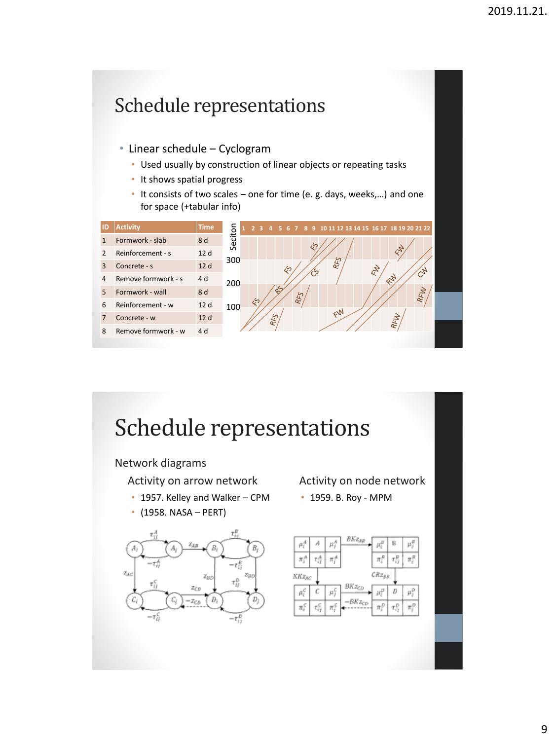# Schedule representations

- Linear schedule – Cyclogram
  - Used usually by construction of linear objects or repeating tasks
  - It shows spatial progress
  - It consists of two scales – one for time (e. g. days, weeks,…) and one for space (+tabular info)

| ID | Activity | Time |
|---|---|---|
| 1 | Formwork - slab | 8 d |
| 2 | Reinforcement - s | 12 d |
| 3 | Concrete - s | 12 d |
| 4 | Remove formwork - s | 4 d |
| 5 | Formwork - wall | 8 d |
| 6 | Reinforcement - w | 12 d |
| 7 | Concrete - w | 12 d |
| 8 | Remove formwork - w | 4 d |

# Schedule representations

Network diagrams

Activity on arrow network

- 1957. Kelley and Walker – CPM
- (1958. NASA – PERT)

Activity on node network

- 1959. B. Roy - MPM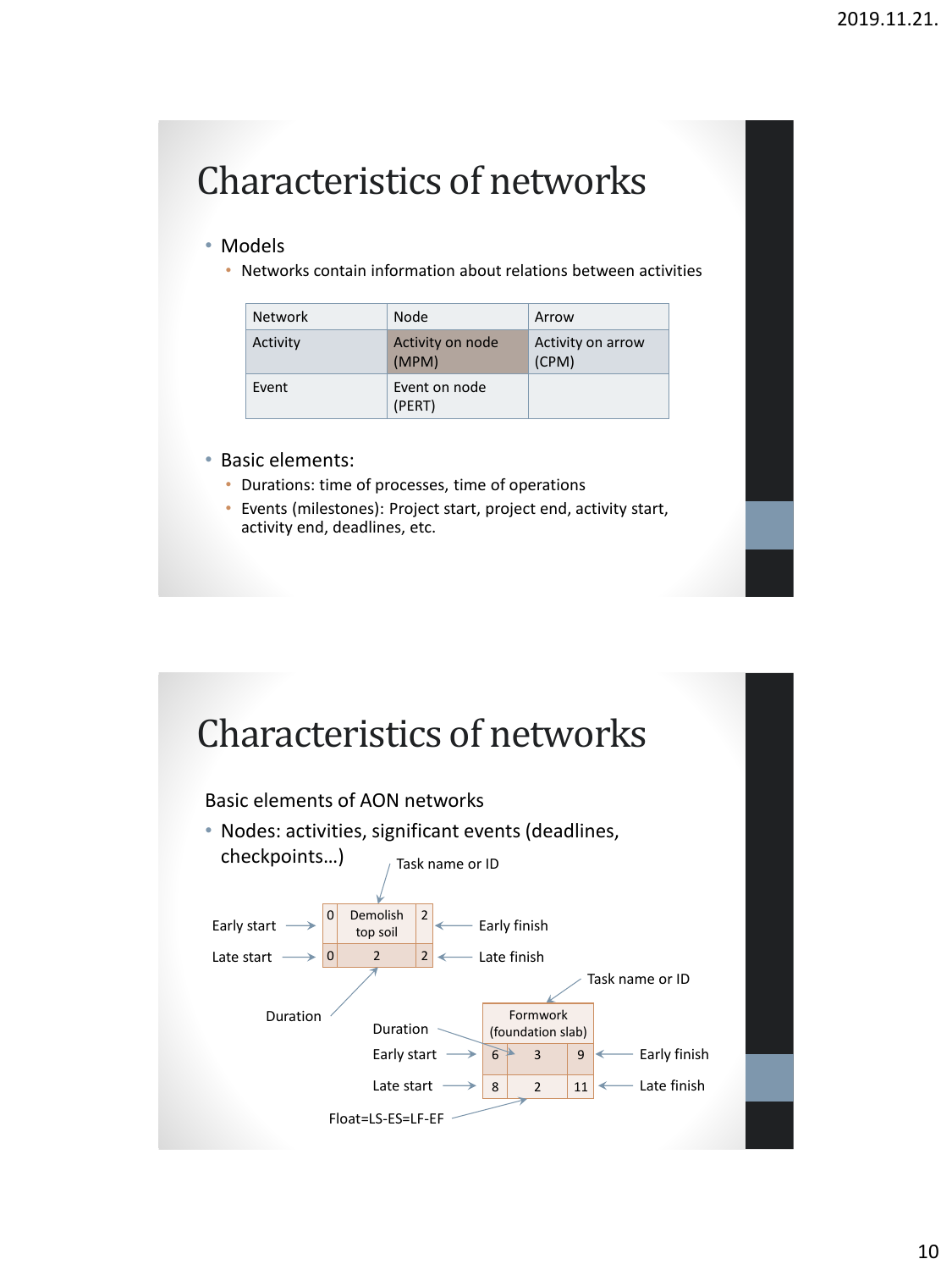# Characteristics of networks

- Models
  - Networks contain information about relations between activities

| Network | Node | Arrow |
|---|---|---|
| Activity | Activity on node (MPM) | Activity on arrow (CPM) |
| Event | Event on node (PERT) | |

- Basic elements:
  - Durations: time of processes, time of operations
  - Events (milestones): Project start, project end, activity start, activity end, deadlines, etc.

# Characteristics of networks

Basic elements of AON networks

- Nodes: activities, significant events (deadlines, checkpoints…)

Task name or ID

| Early start → 0 | Demolish top soil | 2 ← Early finish |
|---|---|---|
| Late start → 0 | 2 | 2 ← Late finish |

Duration

Task name or ID

| | Formwork (foundation slab) | |
|---|---|---|
| Early start → 6 | 3 | 9 ← Early finish |
| Late start → 8 | 2 | 11 ← Late finish |

Duration

Float=LS-ES=LF-EF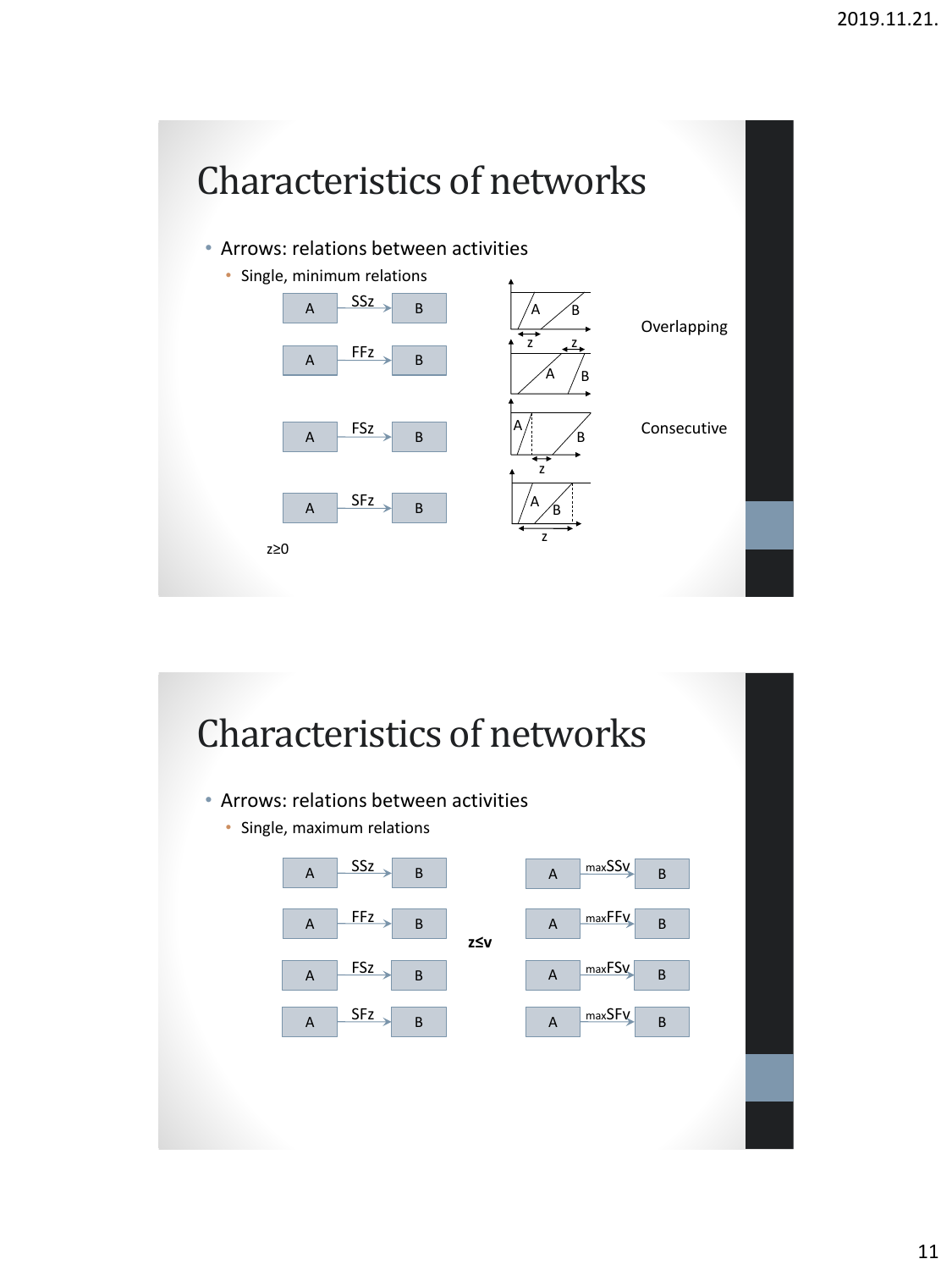# Characteristics of networks

- Arrows: relations between activities
  - Single, minimum relations

A —SSz→ B

A —FFz→ B

A —FSz→ B

A —SFz→ B

z≥0

Overlapping

Consecutive

# Characteristics of networks

- Arrows: relations between activities
  - Single, maximum relations

| | | |
|---|---|---|
| A —SSz→ B | | A —$_{max}$SSv→ B |
| A —FFz→ B | **z≤v** | A —$_{max}$FFv→ B |
| A —FSz→ B | | A —$_{max}$FSv→ B |
| A —SFz→ B | | A —$_{max}$SFv→ B |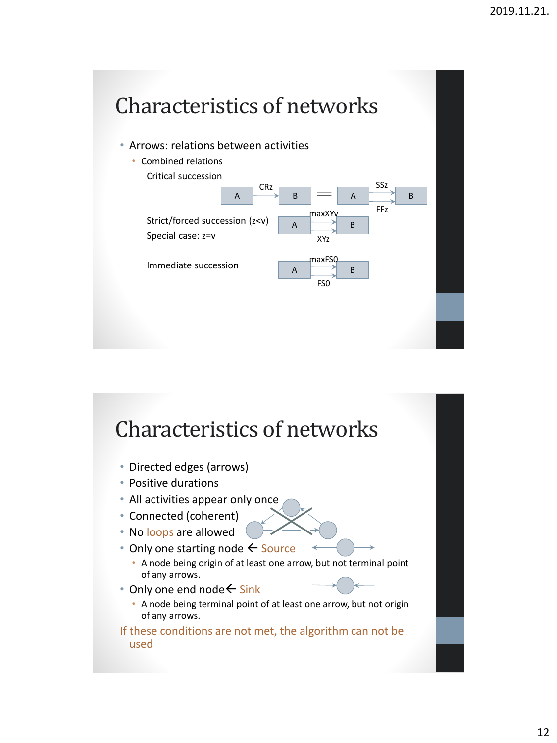# Characteristics of networks

- Arrows: relations between activities
  - Combined relations

    Critical succession

    A —CRz→ B = A —SSz→ B, A —FFz→ B

    Strict/forced succession (z<v)

    Special case: z=v

    A —maxXYv→ B, A —XYz→ B

    Immediate succession

    A —maxFS0→ B, A —FS0→ B

# Characteristics of networks

- Directed edges (arrows)
- Positive durations
- All activities appear only once
- Connected (coherent)
- No loops are allowed
- Only one starting node ← Source
  - A node being origin of at least one arrow, but not terminal point of any arrows.
- Only one end node← Sink
  - A node being terminal point of at least one arrow, but not origin of any arrows.

If these conditions are not met, the algorithm can not be used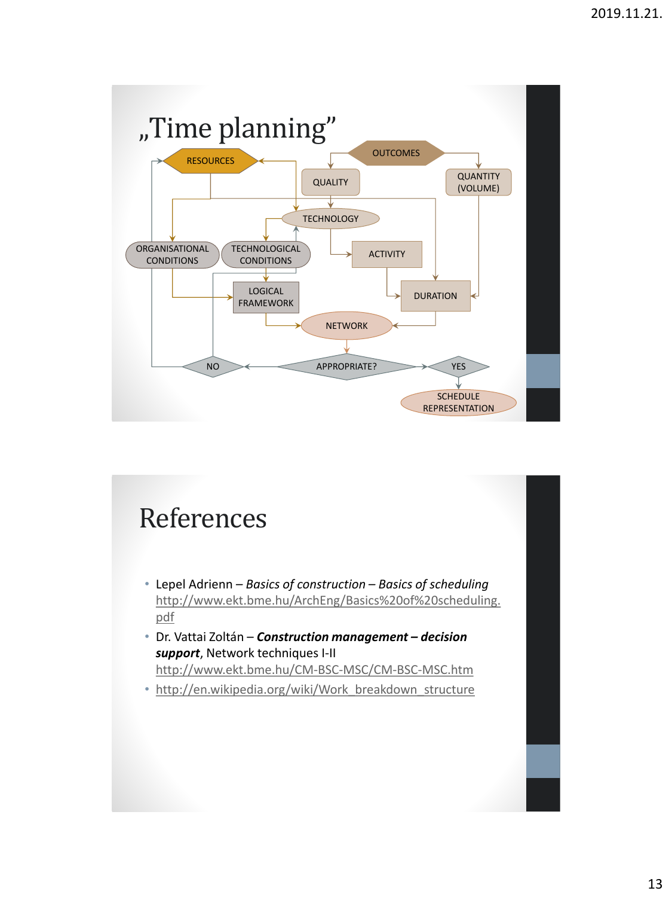# „Time planning"

RESOURCES

OUTCOMES

QUALITY

QUANTITY (VOLUME)

TECHNOLOGY

ORGANISATIONAL CONDITIONS

TECHNOLOGICAL CONDITIONS

ACTIVITY

LOGICAL FRAMEWORK

DURATION

NETWORK

NO

APPROPRIATE?

YES

SCHEDULE REPRESENTATION

# References

- Lepel Adrienn – *Basics of construction – Basics of scheduling* http://www.ekt.bme.hu/ArchEng/Basics%20of%20scheduling.pdf
- Dr. Vattai Zoltán – ***Construction management – decision support***, Network techniques I-II http://www.ekt.bme.hu/CM-BSC-MSC/CM-BSC-MSC.htm
- http://en.wikipedia.org/wiki/Work_breakdown_structure